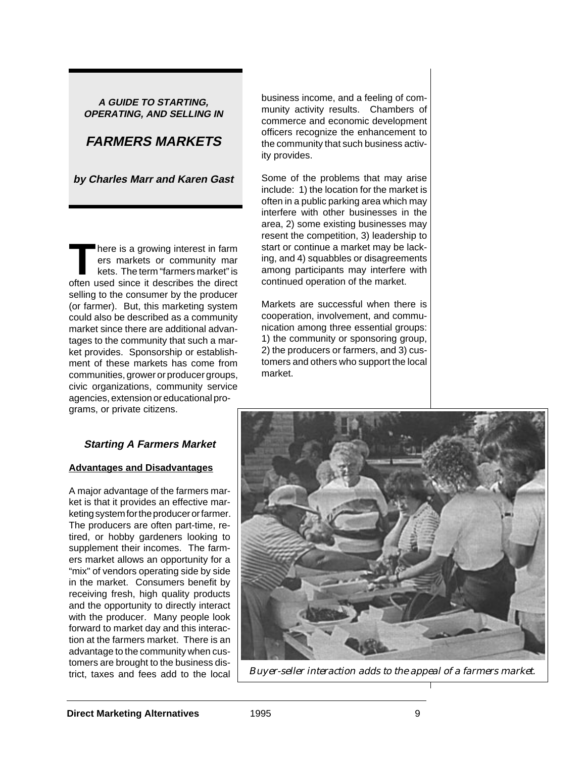**A GUIDE TO STARTING, OPERATING, AND SELLING IN**

# FARMERS MARKETS

**by Charles Marr and Karen Gast**

There is a growing interest in farmers markets or community markets. The term "farmers market" is often used since it describes the direct selling to the consumer by the producer (or farmer). But, this marketing system could also be described as a community market since there are additional advantages to the community that such a market provides. Sponsorship or establishment of these markets has come from communities, grower or producer groups, civic organizations, community service agencies, extension or educational programs, or private citizens.

## Starting A Farmers Market

### Advantages and Disadvantages

A major advantage of the farmers market is that it provides an effective marketing system for the producer or farmer. The producers are often part-time, retired, or hobby gardeners looking to supplement their incomes. The farmers market allows an opportunity for a "mix" of vendors operating side by side in the market. Consumers benefit by receiving fresh, high quality products and the opportunity to directly interact with the producer. Many people look forward to market day and this interaction at the farmers market. There is an advantage to the community when customers are brought to the business district, taxes and fees add to the local business income, and a feeling of community activity results. Chambers of commerce and economic development officers recognize the enhancement to the community that such business activity provides.

Some of the problems that may arise include: 1) the location for the market is often in a public parking area which may interfere with other businesses in the area, 2) some existing businesses may resent the competition, 3) leadership to start or continue a market may be lacking, and 4) squabbles or disagreements among participants may interfere with continued operation of the market.

Markets are successful when there is cooperation, involvement, and communication among three essential groups: 1) the community or sponsoring group, 2) the producers or farmers, and 3) customers and others who support the local market.

*Buyer-seller interaction adds to the appeal of a farmers market.*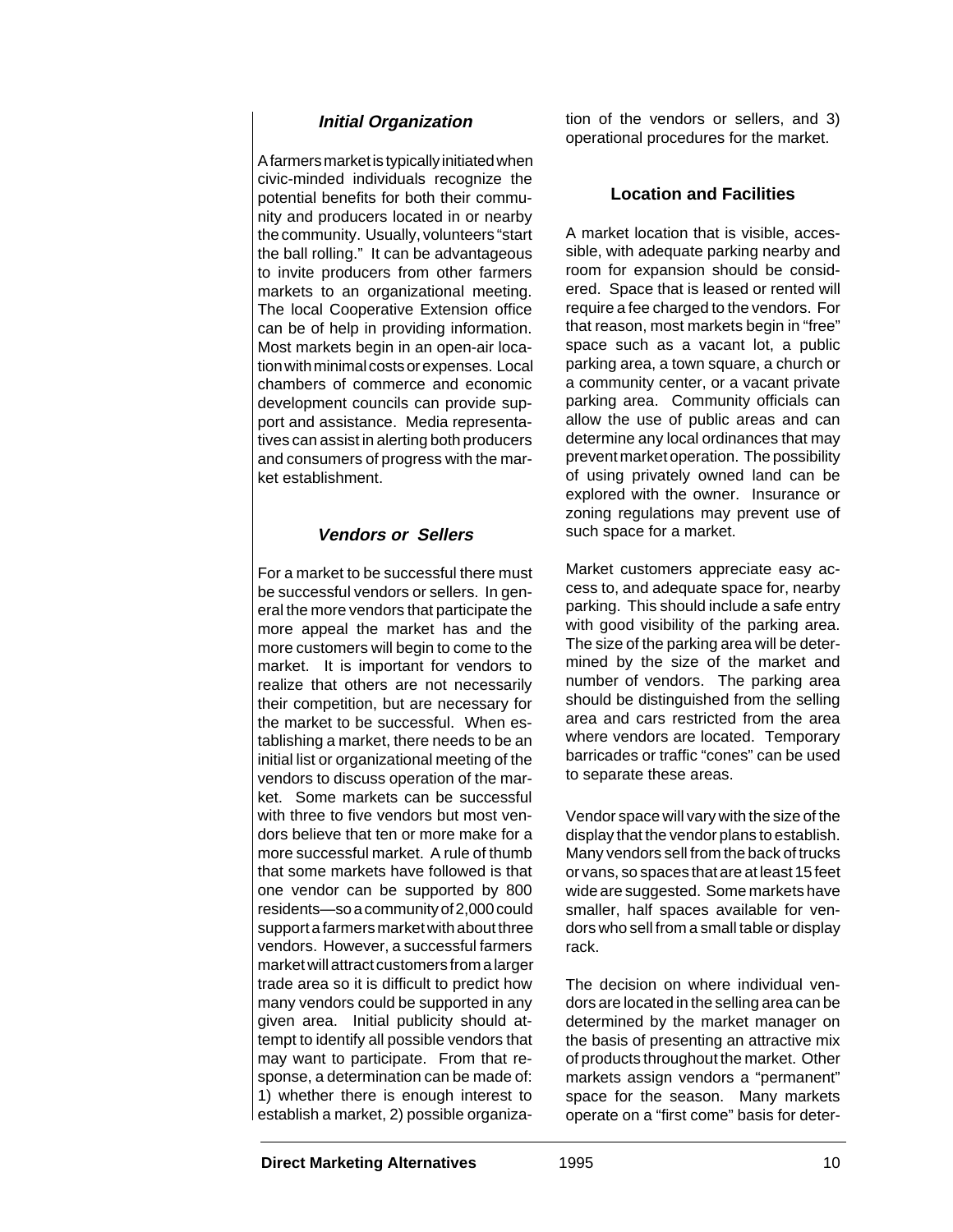### *Initial Organization*

A farmers market is typically initiated when civic-minded individuals recognize the potential benefits for both their community and producers located in or nearby the community. Usually, volunteers "start the ball rolling." It can be advantageous to invite producers from other farmers markets to an organizational meeting. The local Cooperative Extension office can be of help in providing information. Most markets begin in an open-air location with minimal costs or expenses. Local chambers of commerce and economic development councils can provide support and assistance. Media representatives can assist in alerting both producers and consumers of progress with the market establishment.

### *Vendors or Sellers*

For a market to be successful there must be successful vendors or sellers. In general the more vendors that participate the more appeal the market has and the more customers will begin to come to the market. It is important for vendors to realize that others are not necessarily their competition, but are necessary for the market to be successful. When establishing a market, there needs to be an initial list or organizational meeting of the vendors to discuss operation of the market. Some markets can be successful with three to five vendors but most vendors believe that ten or more make for a more successful market. A rule of thumb that some markets have followed is that one vendor can be supported by 800 residents—so a community of 2,000 could support a farmers market with about three vendors. However, a successful farmers market will attract customers from a larger trade area so it is difficult to predict how many vendors could be supported in any given area. Initial publicity should attempt to identify all possible vendors that may want to participate. From that response, a determination can be made of: 1) whether there is enough interest to establish a market, 2) possible organization of the vendors or sellers, and 3) operational procedures for the market.

### Location and Facilities

A market location that is visible, accessible, with adequate parking nearby and room for expansion should be considered. Space that is leased or rented will require a fee charged to the vendors. For that reason, most markets begin in "free" space such as a vacant lot, a public parking area, a town square, a church or a community center, or a vacant private parking area. Community officials can allow the use of public areas and can determine any local ordinances that may prevent market operation. The possibility of using privately owned land can be explored with the owner. Insurance or zoning regulations may prevent use of such space for a market.

Market customers appreciate easy access to, and adequate space for, nearby parking. This should include a safe entry with good visibility of the parking area. The size of the parking area will be determined by the size of the market and number of vendors. The parking area should be distinguished from the selling area and cars restricted from the area where vendors are located. Temporary barricades or traffic "cones" can be used to separate these areas.

Vendor space will vary with the size of the display that the vendor plans to establish. Many vendors sell from the back of trucks or vans, so spaces that are at least 15 feet wide are suggested. Some markets have smaller, half spaces available for vendors who sell from a small table or display rack.

The decision on where individual vendors are located in the selling area can be determined by the market manager on the basis of presenting an attractive mix of products throughout the market. Other markets assign vendors a "permanent" space for the season. Many markets operate on a "first come" basis for deter-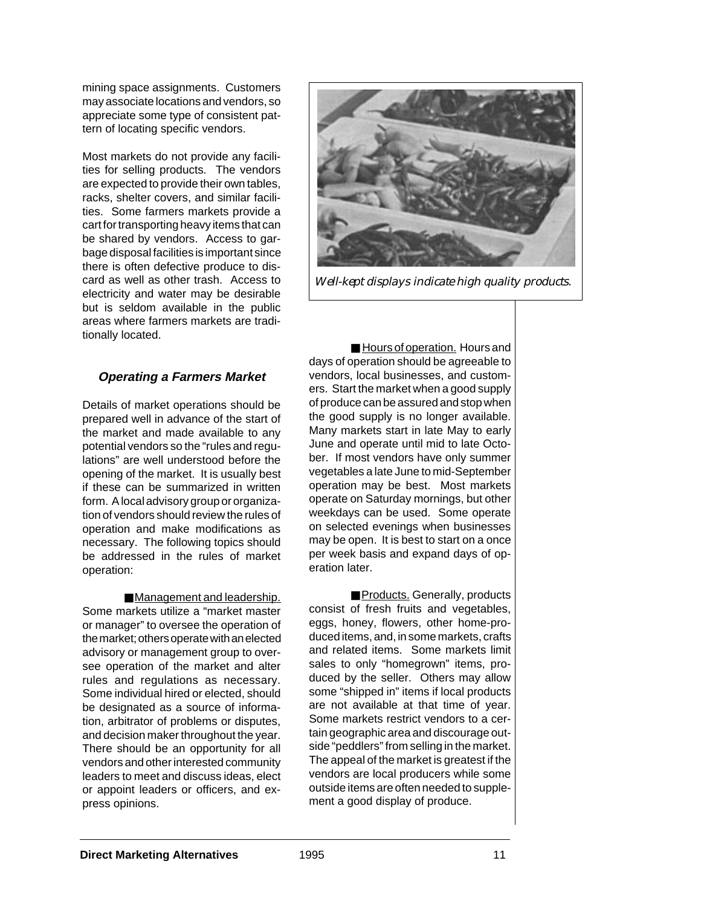mining space assignments. Customers may associate locations and vendors, so appreciate some type of consistent pattern of locating specific vendors.

Most markets do not provide any facilities for selling products. The vendors are expected to provide their own tables, racks, shelter covers, and similar facilities. Some farmers markets provide a cart for transporting heavy items that can be shared by vendors. Access to garbage disposal facilities is important since there is often defective produce to discard as well as other trash. Access to electricity and water may be desirable but is seldom available in the public areas where farmers markets are traditionally located.

*Well-kept displays indicate high quality products.*

### *Operating a Farmers Market*

Details of market operations should be prepared well in advance of the start of the market and made available to any potential vendors so the "rules and regulations" are well understood before the opening of the market. It is usually best if these can be summarized in written form. A local advisory group or organization of vendors should review the rules of operation and make modifications as necessary. The following topics should be addressed in the rules of market operation:

■ Management and leadership. Some markets utilize a "market master or manager" to oversee the operation of the market; others operate with an elected advisory or management group to oversee operation of the market and alter rules and regulations as necessary. Some individual hired or elected, should be designated as a source of information, arbitrator of problems or disputes, and decision maker throughout the year. There should be an opportunity for all vendors and other interested community leaders to meet and discuss ideas, elect or appoint leaders or officers, and express opinions.

■ Hours of operation. Hours and days of operation should be agreeable to vendors, local businesses, and customers. Start the market when a good supply of produce can be assured and stop when the good supply is no longer available. Many markets start in late May to early June and operate until mid to late October. If most vendors have only summer vegetables a late June to mid-September operation may be best. Most markets operate on Saturday mornings, but other weekdays can be used. Some operate on selected evenings when businesses may be open. It is best to start on a once per week basis and expand days of operation later.

■ Products. Generally, products consist of fresh fruits and vegetables, eggs, honey, flowers, other home-produced items, and, in some markets, crafts and related items. Some markets limit sales to only "homegrown" items, produced by the seller. Others may allow some "shipped in" items if local products are not available at that time of year. Some markets restrict vendors to a certain geographic area and discourage outside "peddlers" from selling in the market. The appeal of the market is greatest if the vendors are local producers while some outside items are often needed to supplement a good display of produce.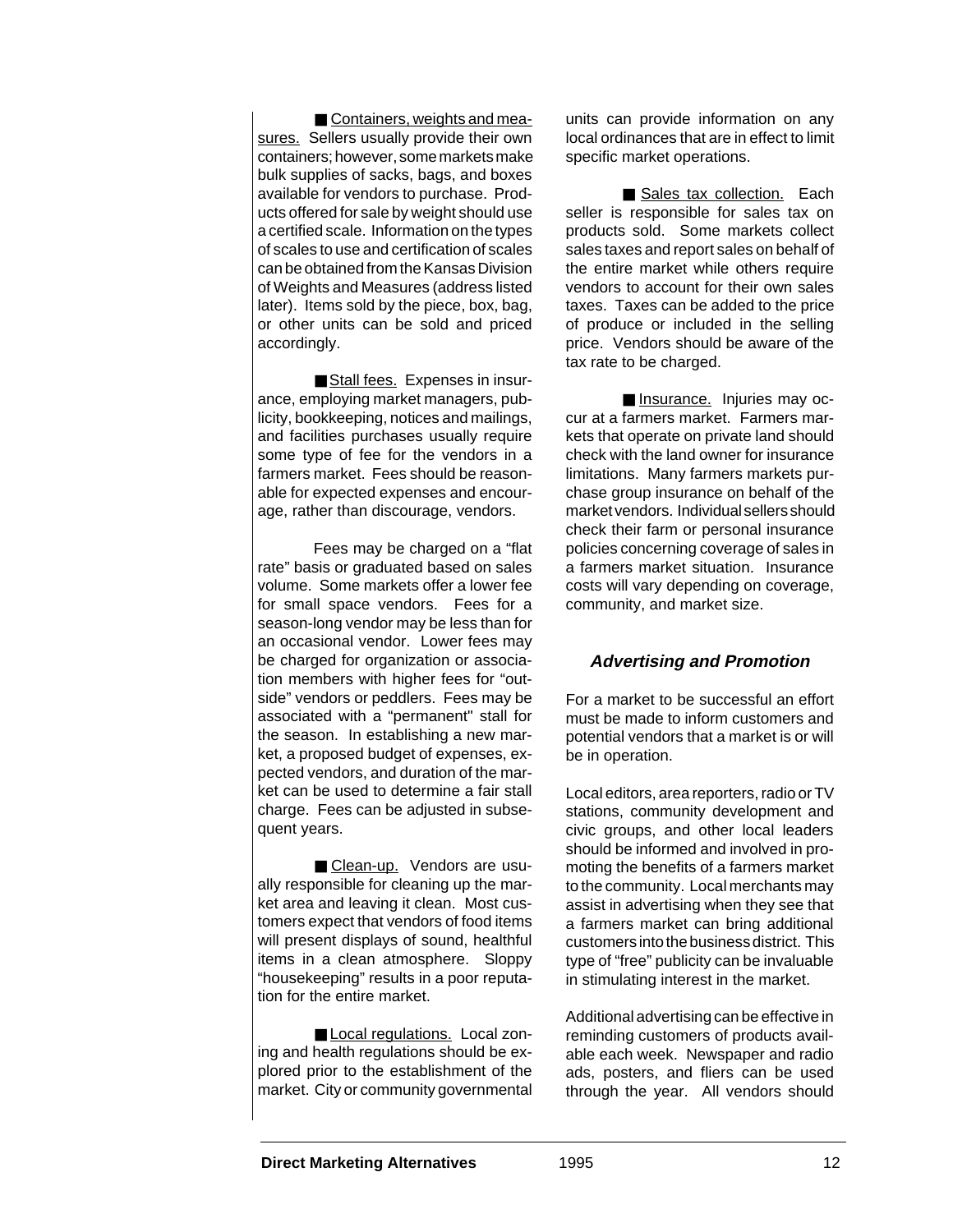■ <u>Containers, weights and measures.</u> Sellers usually provide their own containers; however, some markets make bulk supplies of sacks, bags, and boxes available for vendors to purchase. Products offered for sale by weight should use a certified scale. Information on the types of scales to use and certification of scales can be obtained from the Kansas Division of Weights and Measures (address listed later). Items sold by the piece, box, bag, or other units can be sold and priced accordingly.

■ <u>Stall fees.</u> Expenses in insurance, employing market managers, publicity, bookkeeping, notices and mailings, and facilities purchases usually require some type of fee for the vendors in a farmers market. Fees should be reasonable for expected expenses and encourage, rather than discourage, vendors.

Fees may be charged on a "flat rate" basis or graduated based on sales volume. Some markets offer a lower fee for small space vendors. Fees for a season-long vendor may be less than for an occasional vendor. Lower fees may be charged for organization or association members with higher fees for "outside" vendors or peddlers. Fees may be associated with a "permanent" stall for the season. In establishing a new market, a proposed budget of expenses, expected vendors, and duration of the market can be used to determine a fair stall charge. Fees can be adjusted in subsequent years.

■ <u>Clean-up.</u> Vendors are usually responsible for cleaning up the market area and leaving it clean. Most customers expect that vendors of food items will present displays of sound, healthful items in a clean atmosphere. Sloppy "housekeeping" results in a poor reputation for the entire market.

■ <u>Local regulations.</u> Local zoning and health regulations should be explored prior to the establishment of the market. City or community governmental units can provide information on any local ordinances that are in effect to limit specific market operations.

■ <u>Sales tax collection.</u> Each seller is responsible for sales tax on products sold. Some markets collect sales taxes and report sales on behalf of the entire market while others require vendors to account for their own sales taxes. Taxes can be added to the price of produce or included in the selling price. Vendors should be aware of the tax rate to be charged.

■ <u>Insurance.</u> Injuries may occur at a farmers market. Farmers markets that operate on private land should check with the land owner for insurance limitations. Many farmers markets purchase group insurance on behalf of the market vendors. Individual sellers should check their farm or personal insurance policies concerning coverage of sales in a farmers market situation. Insurance costs will vary depending on coverage, community, and market size.

### *Advertising and Promotion*

For a market to be successful an effort must be made to inform customers and potential vendors that a market is or will be in operation.

Local editors, area reporters, radio or TV stations, community development and civic groups, and other local leaders should be informed and involved in promoting the benefits of a farmers market to the community. Local merchants may assist in advertising when they see that a farmers market can bring additional customers into the business district. This type of "free" publicity can be invaluable in stimulating interest in the market.

Additional advertising can be effective in reminding customers of products available each week. Newspaper and radio ads, posters, and fliers can be used through the year. All vendors should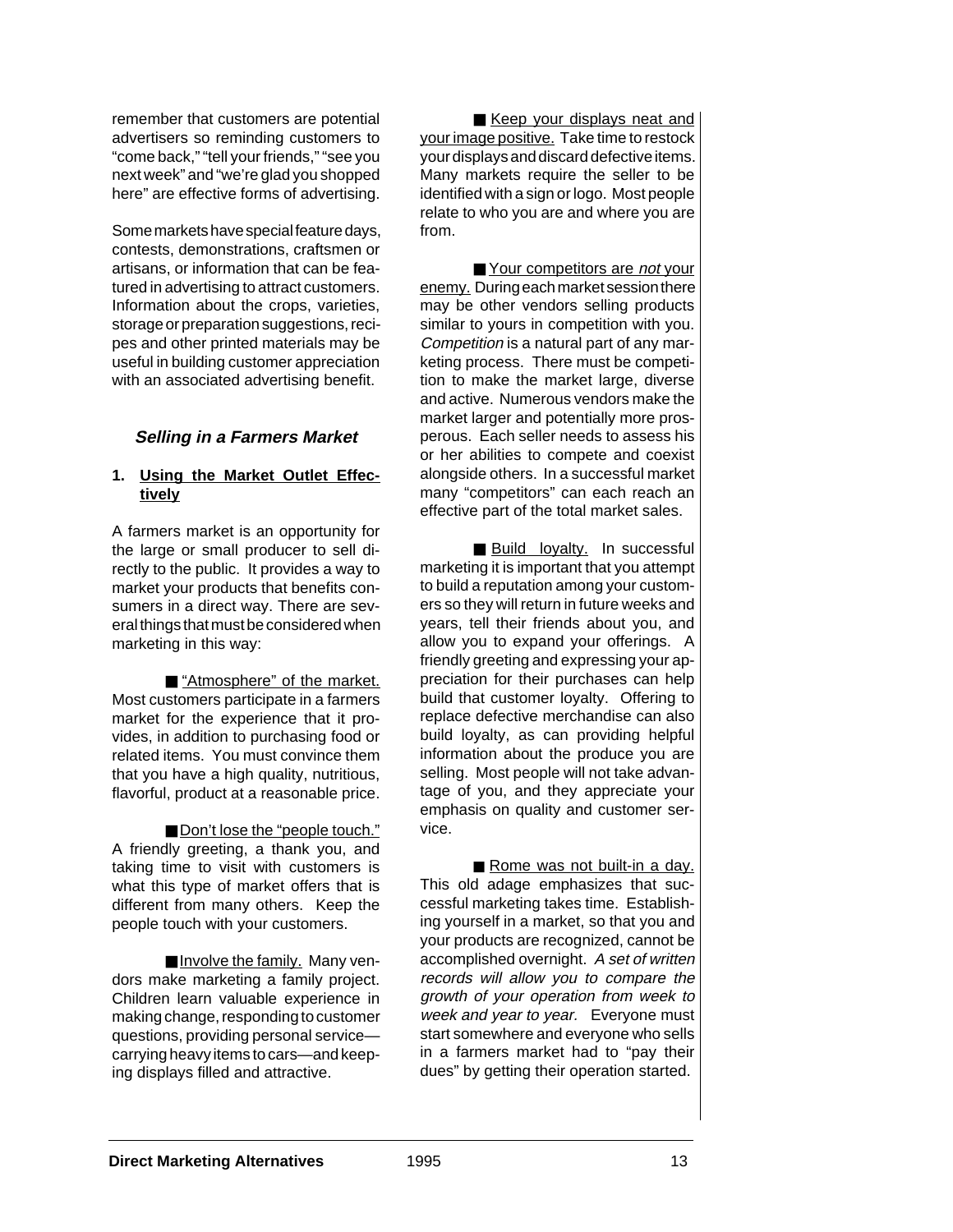remember that customers are potential advertisers so reminding customers to "come back," "tell your friends," "see you next week" and "we're glad you shopped here" are effective forms of advertising.

Some markets have special feature days, contests, demonstrations, craftsmen or artisans, or information that can be featured in advertising to attract customers. Information about the crops, varieties, storage or preparation suggestions, recipes and other printed materials may be useful in building customer appreciation with an associated advertising benefit.

### *Selling in a Farmers Market*

**1. Using the Market Outlet Effectively**

A farmers market is an opportunity for the large or small producer to sell directly to the public. It provides a way to market your products that benefits consumers in a direct way. There are several things that must be considered when marketing in this way:

■ "Atmosphere" of the market. Most customers participate in a farmers market for the experience that it provides, in addition to purchasing food or related items. You must convince them that you have a high quality, nutritious, flavorful, product at a reasonable price.

■ Don't lose the "people touch." A friendly greeting, a thank you, and taking time to visit with customers is what this type of market offers that is different from many others. Keep the people touch with your customers.

■ Involve the family. Many vendors make marketing a family project. Children learn valuable experience in making change, responding to customer questions, providing personal service—carrying heavy items to cars—and keeping displays filled and attractive.

■ Keep your displays neat and your image positive. Take time to restock your displays and discard defective items. Many markets require the seller to be identified with a sign or logo. Most people relate to who you are and where you are from.

■ Your competitors are *not* your enemy. During each market session there may be other vendors selling products similar to yours in competition with you. *Competition* is a natural part of any marketing process. There must be competition to make the market large, diverse and active. Numerous vendors make the market larger and potentially more prosperous. Each seller needs to assess his or her abilities to compete and coexist alongside others. In a successful market many "competitors" can each reach an effective part of the total market sales.

■ Build loyalty. In successful marketing it is important that you attempt to build a reputation among your customers so they will return in future weeks and years, tell their friends about you, and allow you to expand your offerings. A friendly greeting and expressing your appreciation for their purchases can help build that customer loyalty. Offering to replace defective merchandise can also build loyalty, as can providing helpful information about the produce you are selling. Most people will not take advantage of you, and they appreciate your emphasis on quality and customer service.

■ Rome was not built-in a day. This old adage emphasizes that successful marketing takes time. Establishing yourself in a market, so that you and your products are recognized, cannot be accomplished overnight. *A set of written records will allow you to compare the growth of your operation from week to week and year to year.* Everyone must start somewhere and everyone who sells in a farmers market had to "pay their dues" by getting their operation started.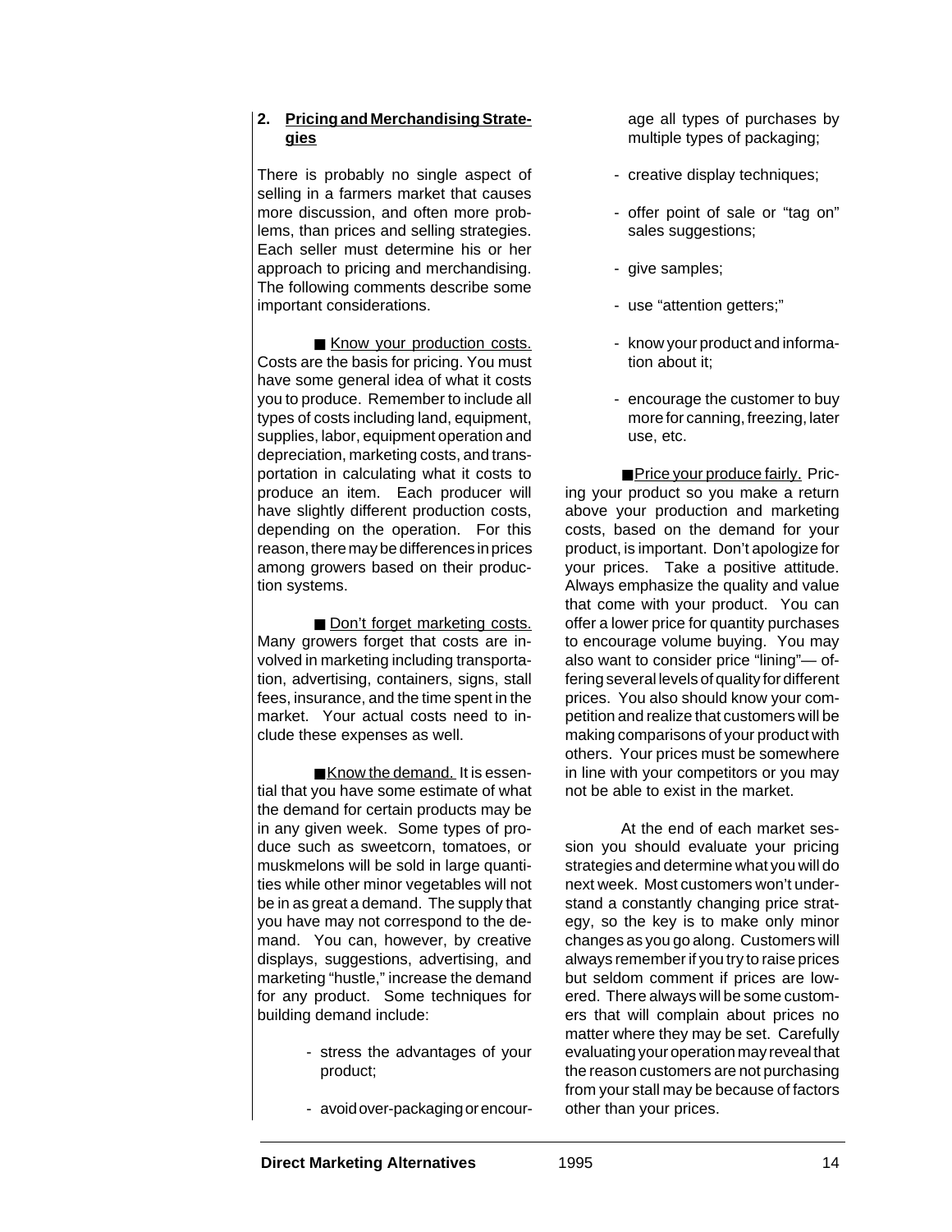## 2. Pricing and Merchandising Strategies

There is probably no single aspect of selling in a farmers market that causes more discussion, and often more problems, than prices and selling strategies. Each seller must determine his or her approach to pricing and merchandising. The following comments describe some important considerations.

■ Know your production costs. Costs are the basis for pricing. You must have some general idea of what it costs you to produce. Remember to include all types of costs including land, equipment, supplies, labor, equipment operation and depreciation, marketing costs, and transportation in calculating what it costs to produce an item. Each producer will have slightly different production costs, depending on the operation. For this reason, there may be differences in prices among growers based on their production systems.

■ Don't forget marketing costs. Many growers forget that costs are involved in marketing including transportation, advertising, containers, signs, stall fees, insurance, and the time spent in the market. Your actual costs need to include these expenses as well.

■ Know the demand. It is essential that you have some estimate of what the demand for certain products may be in any given week. Some types of produce such as sweetcorn, tomatoes, or muskmelons will be sold in large quantities while other minor vegetables will not be in as great a demand. The supply that you have may not correspond to the demand. You can, however, by creative displays, suggestions, advertising, and marketing "hustle," increase the demand for any product. Some techniques for building demand include:

- stress the advantages of your product;
- avoid over-packaging or encourage all types of purchases by multiple types of packaging;
- creative display techniques;
- offer point of sale or "tag on" sales suggestions;
- give samples;
- use "attention getters;"
- know your product and information about it;
- encourage the customer to buy more for canning, freezing, later use, etc.

■ Price your produce fairly. Pricing your product so you make a return above your production and marketing costs, based on the demand for your product, is important. Don't apologize for your prices. Take a positive attitude. Always emphasize the quality and value that come with your product. You can offer a lower price for quantity purchases to encourage volume buying. You may also want to consider price "lining"— offering several levels of quality for different prices. You also should know your competition and realize that customers will be making comparisons of your product with others. Your prices must be somewhere in line with your competitors or you may not be able to exist in the market.

At the end of each market session you should evaluate your pricing strategies and determine what you will do next week. Most customers won't understand a constantly changing price strategy, so the key is to make only minor changes as you go along. Customers will always remember if you try to raise prices but seldom comment if prices are lowered. There always will be some customers that will complain about prices no matter where they may be set. Carefully evaluating your operation may reveal that the reason customers are not purchasing from your stall may be because of factors other than your prices.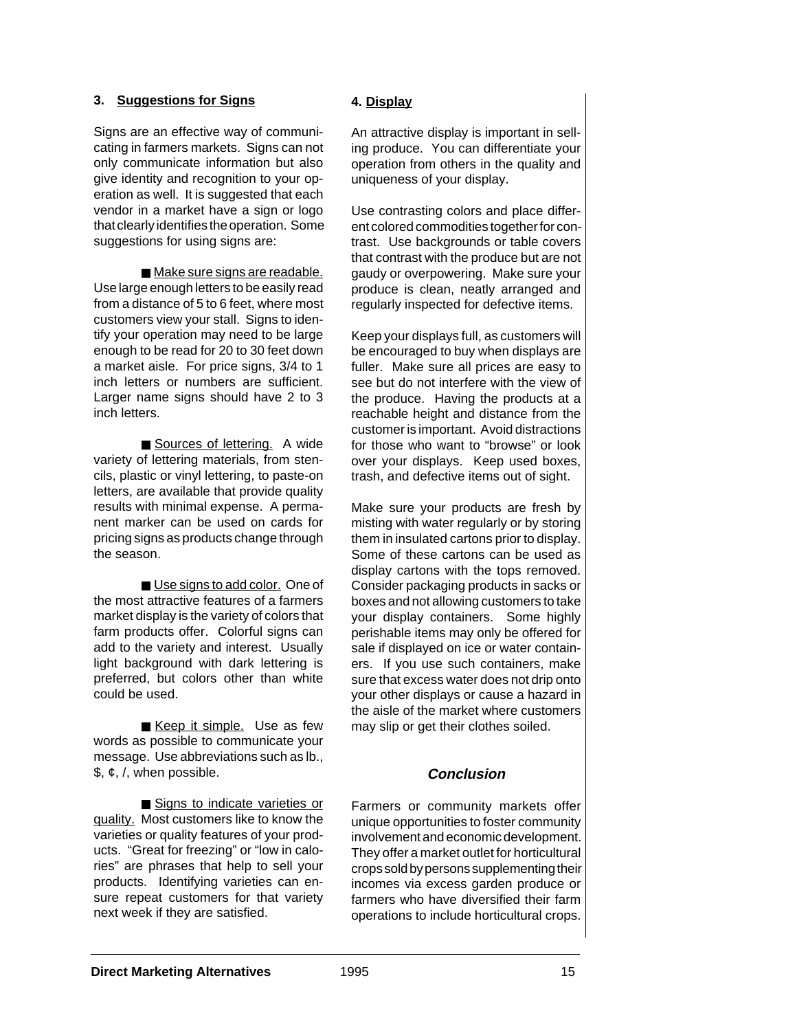### 3. Suggestions for Signs

Signs are an effective way of communicating in farmers markets. Signs can not only communicate information but also give identity and recognition to your operation as well. It is suggested that each vendor in a market have a sign or logo that clearly identifies the operation. Some suggestions for using signs are:

■ Make sure signs are readable. Use large enough letters to be easily read from a distance of 5 to 6 feet, where most customers view your stall. Signs to identify your operation may need to be large enough to be read for 20 to 30 feet down a market aisle. For price signs, 3/4 to 1 inch letters or numbers are sufficient. Larger name signs should have 2 to 3 inch letters.

■ Sources of lettering. A wide variety of lettering materials, from stencils, plastic or vinyl lettering, to paste-on letters, are available that provide quality results with minimal expense. A permanent marker can be used on cards for pricing signs as products change through the season.

■ Use signs to add color. One of the most attractive features of a farmers market display is the variety of colors that farm products offer. Colorful signs can add to the variety and interest. Usually light background with dark lettering is preferred, but colors other than white could be used.

■ Keep it simple. Use as few words as possible to communicate your message. Use abbreviations such as lb., $, ¢, /, when possible.

■ Signs to indicate varieties or quality. Most customers like to know the varieties or quality features of your products. "Great for freezing" or "low in calories" are phrases that help to sell your products. Identifying varieties can ensure repeat customers for that variety next week if they are satisfied.

### 4. Display

An attractive display is important in selling produce. You can differentiate your operation from others in the quality and uniqueness of your display.

Use contrasting colors and place different colored commodities together for contrast. Use backgrounds or table covers that contrast with the produce but are not gaudy or overpowering. Make sure your produce is clean, neatly arranged and regularly inspected for defective items.

Keep your displays full, as customers will be encouraged to buy when displays are fuller. Make sure all prices are easy to see but do not interfere with the view of the produce. Having the products at a reachable height and distance from the customer is important. Avoid distractions for those who want to "browse" or look over your displays. Keep used boxes, trash, and defective items out of sight.

Make sure your products are fresh by misting with water regularly or by storing them in insulated cartons prior to display. Some of these cartons can be used as display cartons with the tops removed. Consider packaging products in sacks or boxes and not allowing customers to take your display containers. Some highly perishable items may only be offered for sale if displayed on ice or water containers. If you use such containers, make sure that excess water does not drip onto your other displays or cause a hazard in the aisle of the market where customers may slip or get their clothes soiled.

## *Conclusion*

Farmers or community markets offer unique opportunities to foster community involvement and economic development. They offer a market outlet for horticultural crops sold by persons supplementing their incomes via excess garden produce or farmers who have diversified their farm operations to include horticultural crops.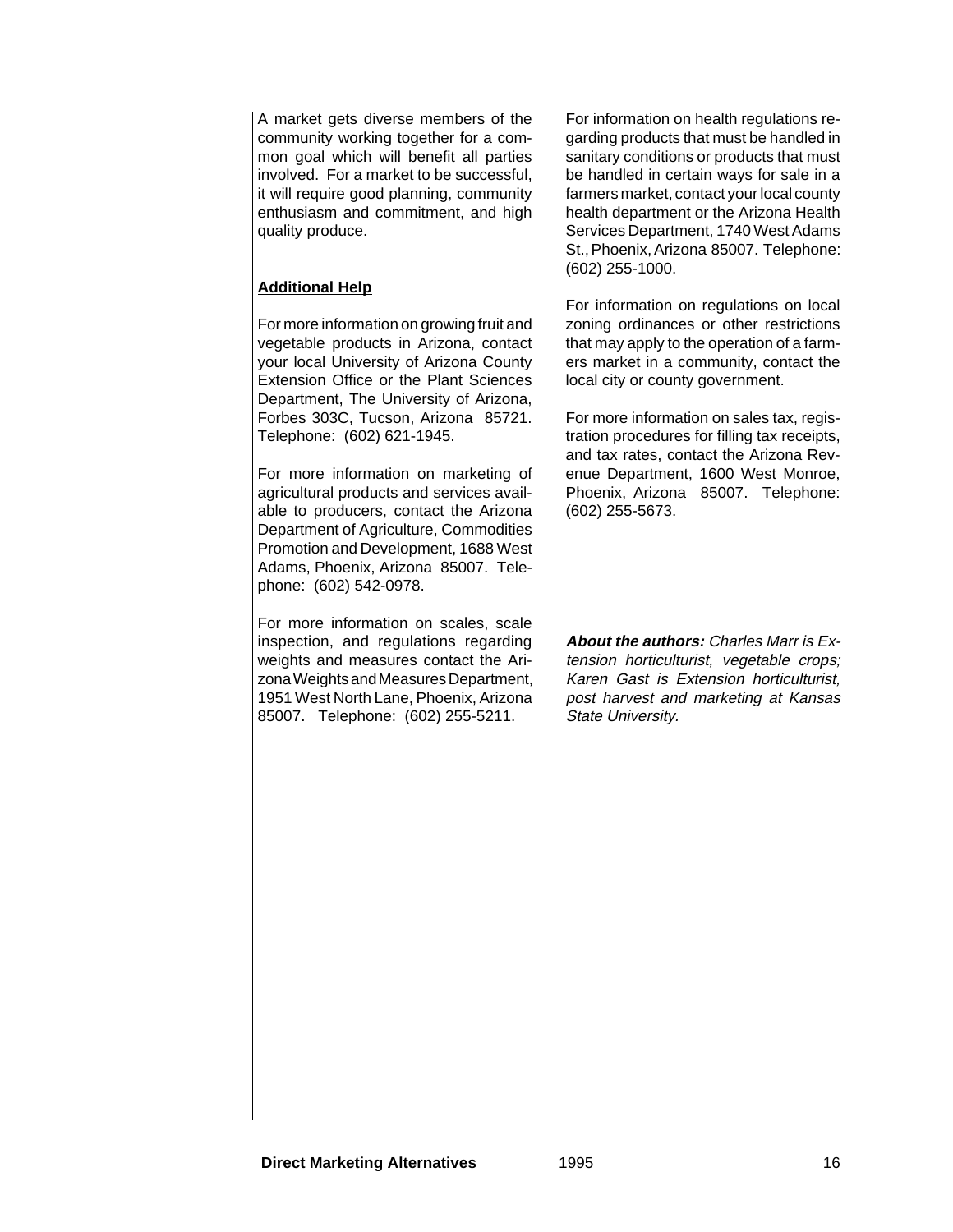A market gets diverse members of the community working together for a common goal which will benefit all parties involved. For a market to be successful, it will require good planning, community enthusiasm and commitment, and high quality produce.

## Additional Help

For more information on growing fruit and vegetable products in Arizona, contact your local University of Arizona County Extension Office or the Plant Sciences Department, The University of Arizona, Forbes 303C, Tucson, Arizona 85721. Telephone: (602) 621-1945.

For more information on marketing of agricultural products and services available to producers, contact the Arizona Department of Agriculture, Commodities Promotion and Development, 1688 West Adams, Phoenix, Arizona 85007. Telephone: (602) 542-0978.

For more information on scales, scale inspection, and regulations regarding weights and measures contact the Arizona Weights and Measures Department, 1951 West North Lane, Phoenix, Arizona 85007. Telephone: (602) 255-5211.

For information on health regulations regarding products that must be handled in sanitary conditions or products that must be handled in certain ways for sale in a farmers market, contact your local county health department or the Arizona Health Services Department, 1740 West Adams St., Phoenix, Arizona 85007. Telephone: (602) 255-1000.

For information on regulations on local zoning ordinances or other restrictions that may apply to the operation of a farmers market in a community, contact the local city or county government.

For more information on sales tax, registration procedures for filling tax receipts, and tax rates, contact the Arizona Revenue Department, 1600 West Monroe, Phoenix, Arizona 85007. Telephone: (602) 255-5673.

***About the authors:*** *Charles Marr is Extension horticulturist, vegetable crops; Karen Gast is Extension horticulturist, post harvest and marketing at Kansas State University.*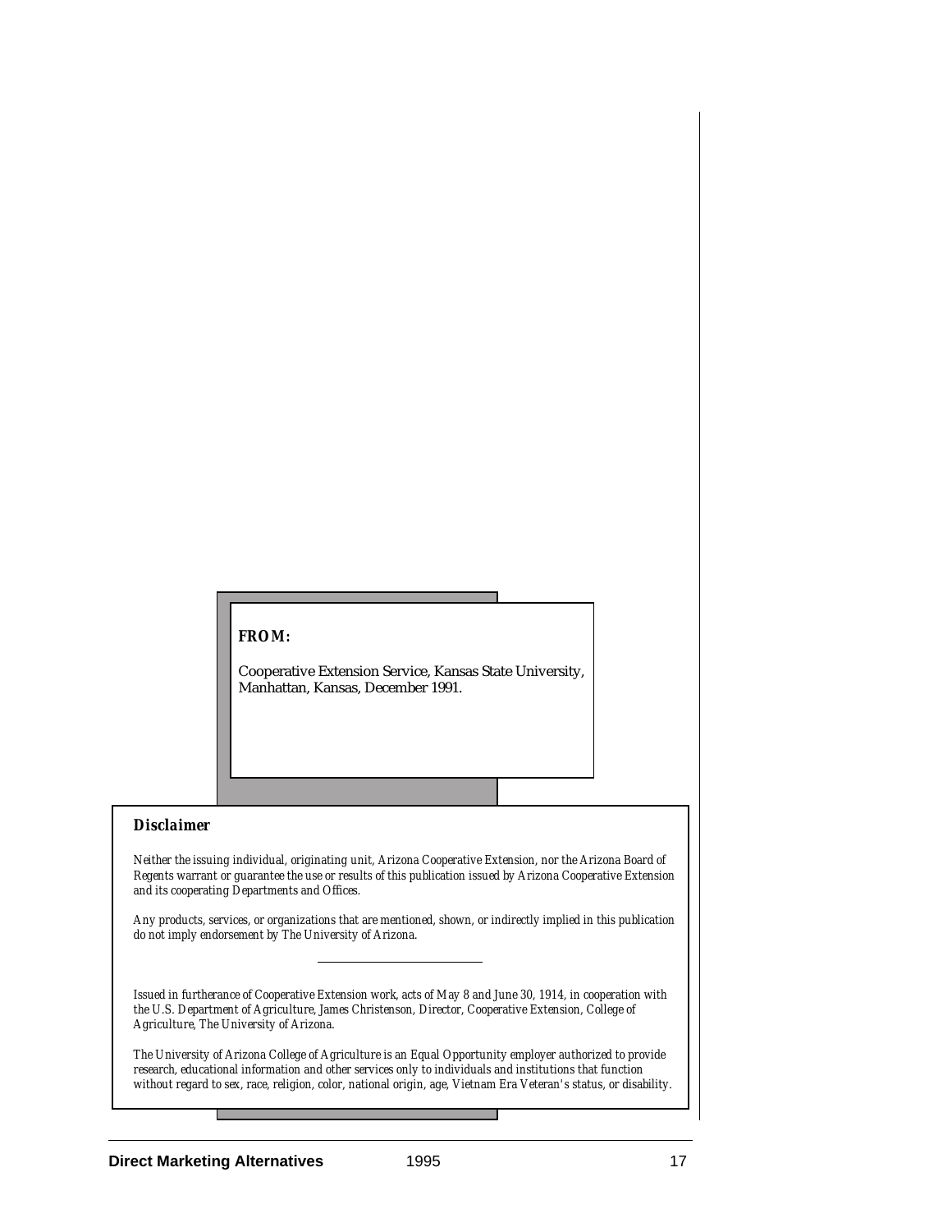**FROM:**

Cooperative Extension Service, Kansas State University, Manhattan, Kansas, December 1991.

### Disclaimer

*Neither the issuing individual, originating unit, Arizona Cooperative Extension, nor the Arizona Board of Regents warrant or guarantee the use or results of this publication issued by Arizona Cooperative Extension and its cooperating Departments and Offices.*

*Any products, services, or organizations that are mentioned, shown, or indirectly implied in this publication do not imply endorsement by The University of Arizona.*

---

*Issued in furtherance of Cooperative Extension work, acts of May 8 and June 30, 1914, in cooperation with the U.S. Department of Agriculture, James Christenson, Director, Cooperative Extension, College of Agriculture, The University of Arizona.*

*The University of Arizona College of Agriculture is an Equal Opportunity employer authorized to provide research, educational information and other services only to individuals and institutions that function without regard to sex, race, religion, color, national origin, age, Vietnam Era Veteran's status, or disability.*